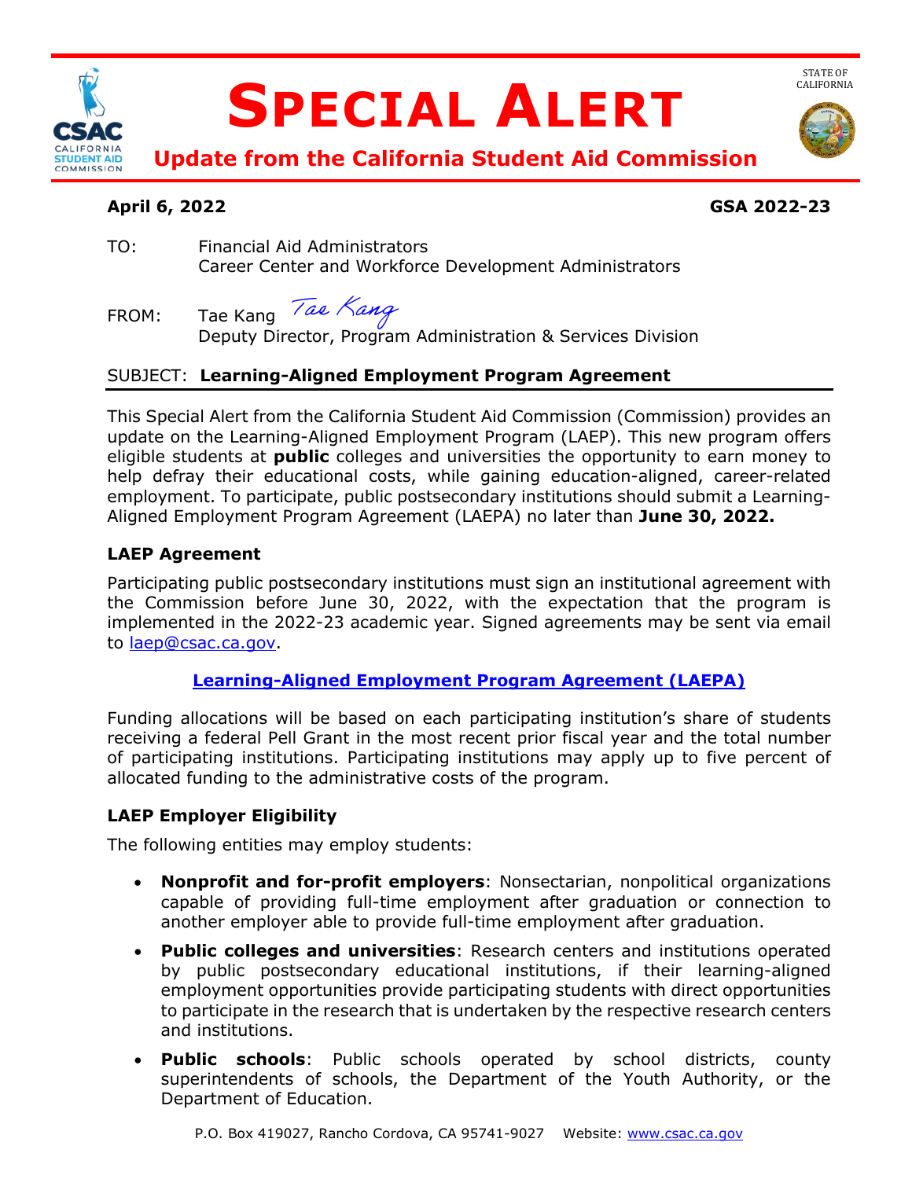# SPECIAL ALERT

## Update from the California Student Aid Commission

STATE OF CALIFORNIA

**April 6, 2022** **GSA 2022-23**

TO: Financial Aid Administrators
Career Center and Workforce Development Administrators

FROM: Tae Kang *Tae Kang*
Deputy Director, Program Administration & Services Division

SUBJECT: **Learning-Aligned Employment Program Agreement**

This Special Alert from the California Student Aid Commission (Commission) provides an update on the Learning-Aligned Employment Program (LAEP). This new program offers eligible students at **public** colleges and universities the opportunity to earn money to help defray their educational costs, while gaining education-aligned, career-related employment. To participate, public postsecondary institutions should submit a Learning-Aligned Employment Program Agreement (LAEPA) no later than **June 30, 2022.**

### LAEP Agreement

Participating public postsecondary institutions must sign an institutional agreement with the Commission before June 30, 2022, with the expectation that the program is implemented in the 2022-23 academic year. Signed agreements may be sent via email to laep@csac.ca.gov.

**Learning-Aligned Employment Program Agreement (LAEPA)**

Funding allocations will be based on each participating institution's share of students receiving a federal Pell Grant in the most recent prior fiscal year and the total number of participating institutions. Participating institutions may apply up to five percent of allocated funding to the administrative costs of the program.

### LAEP Employer Eligibility

The following entities may employ students:

- **Nonprofit and for-profit employers**: Nonsectarian, nonpolitical organizations capable of providing full-time employment after graduation or connection to another employer able to provide full-time employment after graduation.
- **Public colleges and universities**: Research centers and institutions operated by public postsecondary educational institutions, if their learning-aligned employment opportunities provide participating students with direct opportunities to participate in the research that is undertaken by the respective research centers and institutions.
- **Public schools**: Public schools operated by school districts, county superintendents of schools, the Department of the Youth Authority, or the Department of Education.

P.O. Box 419027, Rancho Cordova, CA 95741-9027 Website: www.csac.ca.gov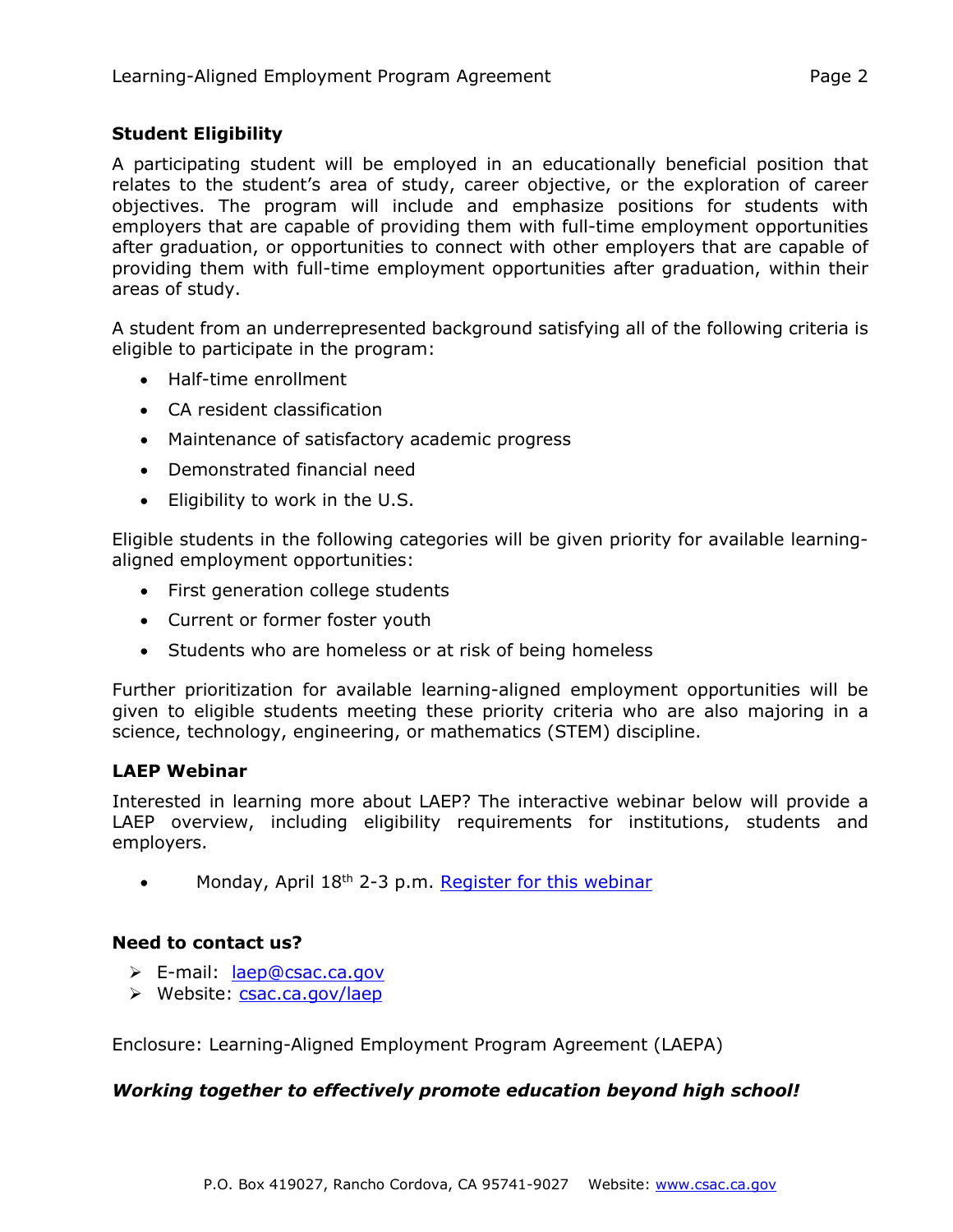### Student Eligibility

A participating student will be employed in an educationally beneficial position that relates to the student's area of study, career objective, or the exploration of career objectives. The program will include and emphasize positions for students with employers that are capable of providing them with full-time employment opportunities after graduation, or opportunities to connect with other employers that are capable of providing them with full-time employment opportunities after graduation, within their areas of study.

A student from an underrepresented background satisfying all of the following criteria is eligible to participate in the program:

- Half-time enrollment
- CA resident classification
- Maintenance of satisfactory academic progress
- Demonstrated financial need
- Eligibility to work in the U.S.

Eligible students in the following categories will be given priority for available learning-aligned employment opportunities:

- First generation college students
- Current or former foster youth
- Students who are homeless or at risk of being homeless

Further prioritization for available learning-aligned employment opportunities will be given to eligible students meeting these priority criteria who are also majoring in a science, technology, engineering, or mathematics (STEM) discipline.

### LAEP Webinar

Interested in learning more about LAEP? The interactive webinar below will provide a LAEP overview, including eligibility requirements for institutions, students and employers.

- Monday, April 18th 2-3 p.m. Register for this webinar

### Need to contact us?

- E-mail: laep@csac.ca.gov
- Website: csac.ca.gov/laep

Enclosure: Learning-Aligned Employment Program Agreement (LAEPA)

***Working together to effectively promote education beyond high school!***